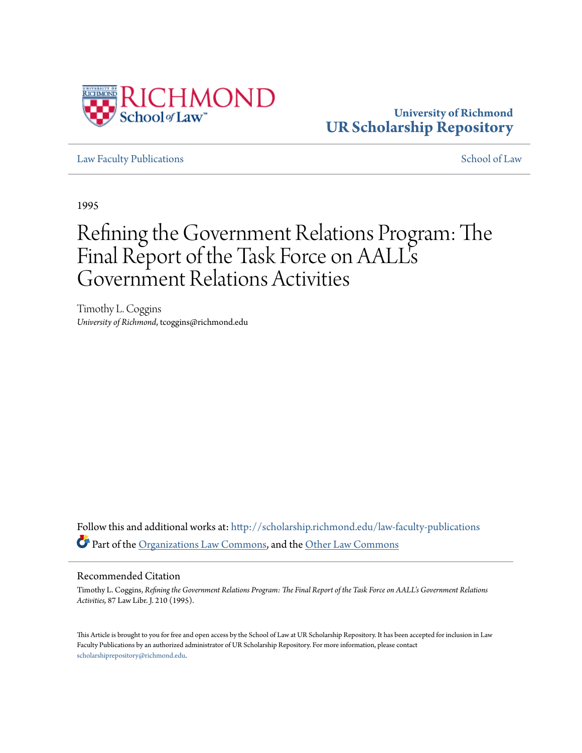University of Richmond
**UR Scholarship Repository**

Law Faculty Publications | School of Law

1995

# Refining the Government Relations Program: The Final Report of the Task Force on AALL's Government Relations Activities

Timothy L. Coggins
*University of Richmond*, tcoggins@richmond.edu

Follow this and additional works at: http://scholarship.richmond.edu/law-faculty-publications

Part of the Organizations Law Commons, and the Other Law Commons

## Recommended Citation

Timothy L. Coggins, *Refining the Government Relations Program: The Final Report of the Task Force on AALL's Government Relations Activities,* 87 Law Libr. J. 210 (1995).

This Article is brought to you for free and open access by the School of Law at UR Scholarship Repository. It has been accepted for inclusion in Law Faculty Publications by an authorized administrator of UR Scholarship Repository. For more information, please contact scholarshiprepository@richmond.edu.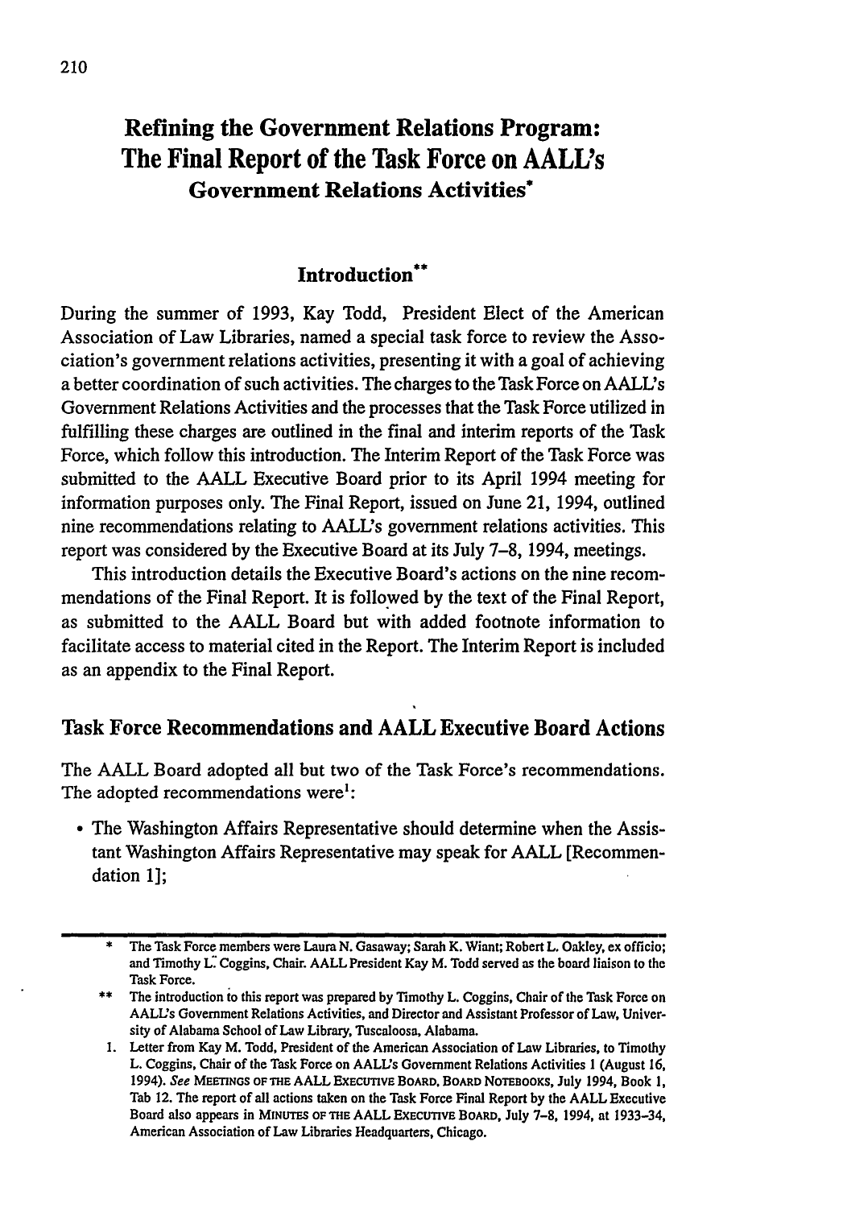# Refining the Government Relations Program: The Final Report of the Task Force on AALL's Government Relations Activities*

## Introduction**

During the summer of 1993, Kay Todd, President Elect of the American Association of Law Libraries, named a special task force to review the Association's government relations activities, presenting it with a goal of achieving a better coordination of such activities. The charges to the Task Force on AALL's Government Relations Activities and the processes that the Task Force utilized in fulfilling these charges are outlined in the final and interim reports of the Task Force, which follow this introduction. The Interim Report of the Task Force was submitted to the AALL Executive Board prior to its April 1994 meeting for information purposes only. The Final Report, issued on June 21, 1994, outlined nine recommendations relating to AALL's government relations activities. This report was considered by the Executive Board at its July 7–8, 1994, meetings.

This introduction details the Executive Board's actions on the nine recommendations of the Final Report. It is followed by the text of the Final Report, as submitted to the AALL Board but with added footnote information to facilitate access to material cited in the Report. The Interim Report is included as an appendix to the Final Report.

## Task Force Recommendations and AALL Executive Board Actions

The AALL Board adopted all but two of the Task Force's recommendations. The adopted recommendations were[1]:

- The Washington Affairs Representative should determine when the Assistant Washington Affairs Representative may speak for AALL [Recommendation 1];

---

\* The Task Force members were Laura N. Gasaway; Sarah K. Wiant; Robert L. Oakley, ex officio; and Timothy L. Coggins, Chair. AALL President Kay M. Todd served as the board liaison to the Task Force.

\*\* The introduction to this report was prepared by Timothy L. Coggins, Chair of the Task Force on AALL's Government Relations Activities, and Director and Assistant Professor of Law, University of Alabama School of Law Library, Tuscaloosa, Alabama.

1. Letter from Kay M. Todd, President of the American Association of Law Libraries, to Timothy L. Coggins, Chair of the Task Force on AALL's Government Relations Activities 1 (August 16, 1994). *See* MEETINGS OF THE AALL EXECUTIVE BOARD, BOARD NOTEBOOKS, July 1994, Book 1, Tab 12. The report of all actions taken on the Task Force Final Report by the AALL Executive Board also appears in MINUTES OF THE AALL EXECUTIVE BOARD, July 7-8, 1994, at 1933-34, American Association of Law Libraries Headquarters, Chicago.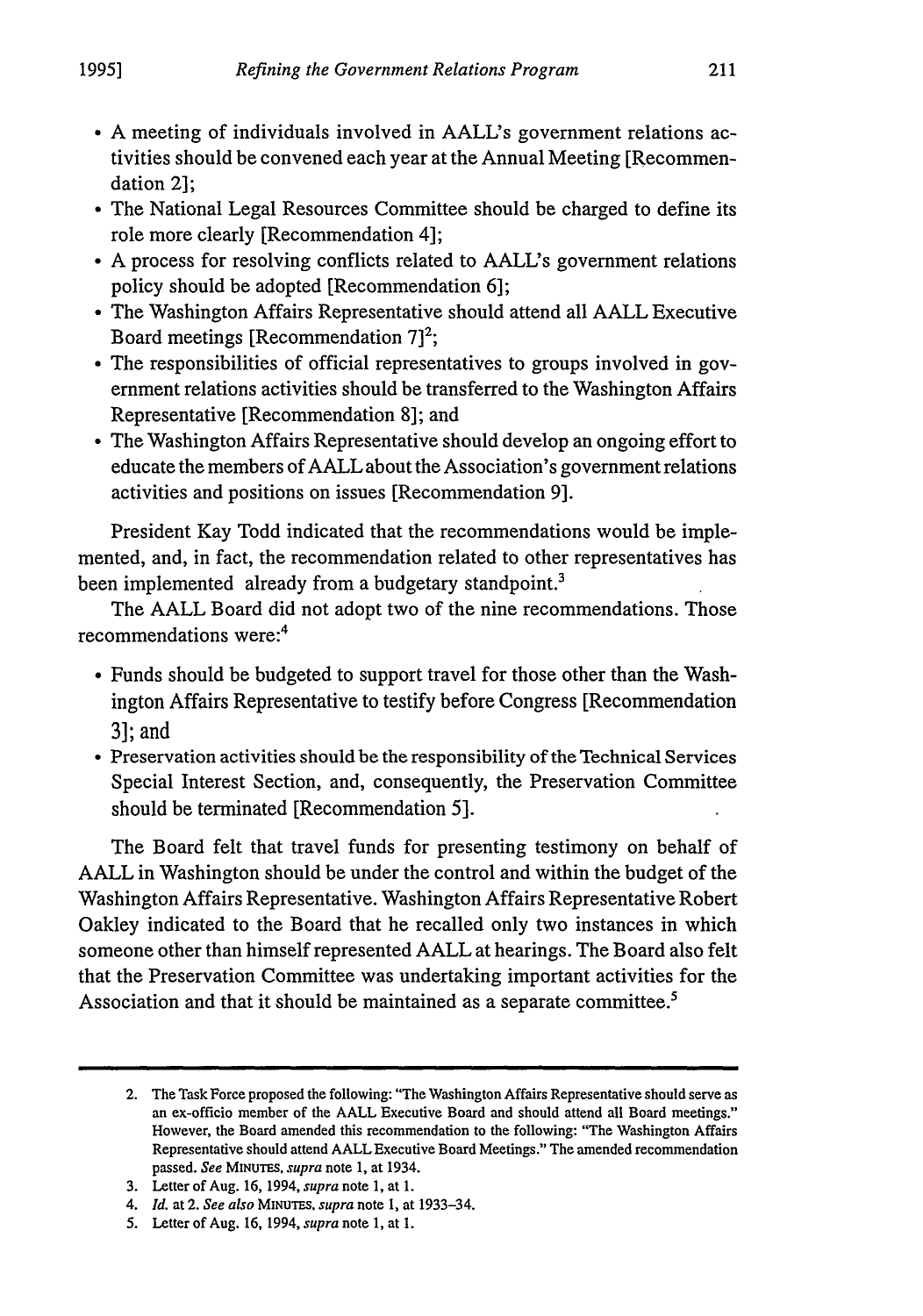- A meeting of individuals involved in AALL's government relations activities should be convened each year at the Annual Meeting [Recommendation 2];
- The National Legal Resources Committee should be charged to define its role more clearly [Recommendation 4];
- A process for resolving conflicts related to AALL's government relations policy should be adopted [Recommendation 6];
- The Washington Affairs Representative should attend all AALL Executive Board meetings [Recommendation 7][2];
- The responsibilities of official representatives to groups involved in government relations activities should be transferred to the Washington Affairs Representative [Recommendation 8]; and
- The Washington Affairs Representative should develop an ongoing effort to educate the members of AALL about the Association's government relations activities and positions on issues [Recommendation 9].

President Kay Todd indicated that the recommendations would be implemented, and, in fact, the recommendation related to other representatives has been implemented already from a budgetary standpoint.[3]

The AALL Board did not adopt two of the nine recommendations. Those recommendations were:[4]

- Funds should be budgeted to support travel for those other than the Washington Affairs Representative to testify before Congress [Recommendation 3]; and
- Preservation activities should be the responsibility of the Technical Services Special Interest Section, and, consequently, the Preservation Committee should be terminated [Recommendation 5].

The Board felt that travel funds for presenting testimony on behalf of AALL in Washington should be under the control and within the budget of the Washington Affairs Representative. Washington Affairs Representative Robert Oakley indicated to the Board that he recalled only two instances in which someone other than himself represented AALL at hearings. The Board also felt that the Preservation Committee was undertaking important activities for the Association and that it should be maintained as a separate committee.[5]

---

2. The Task Force proposed the following: "The Washington Affairs Representative should serve as an ex-officio member of the AALL Executive Board and should attend all Board meetings." However, the Board amended this recommendation to the following: "The Washington Affairs Representative should attend AALL Executive Board Meetings." The amended recommendation passed. *See* MINUTES, *supra* note 1, at 1934.
3. Letter of Aug. 16, 1994, *supra* note 1, at 1.
4. *Id.* at 2. *See also* MINUTES, *supra* note 1, at 1933–34.
5. Letter of Aug. 16, 1994, *supra* note 1, at 1.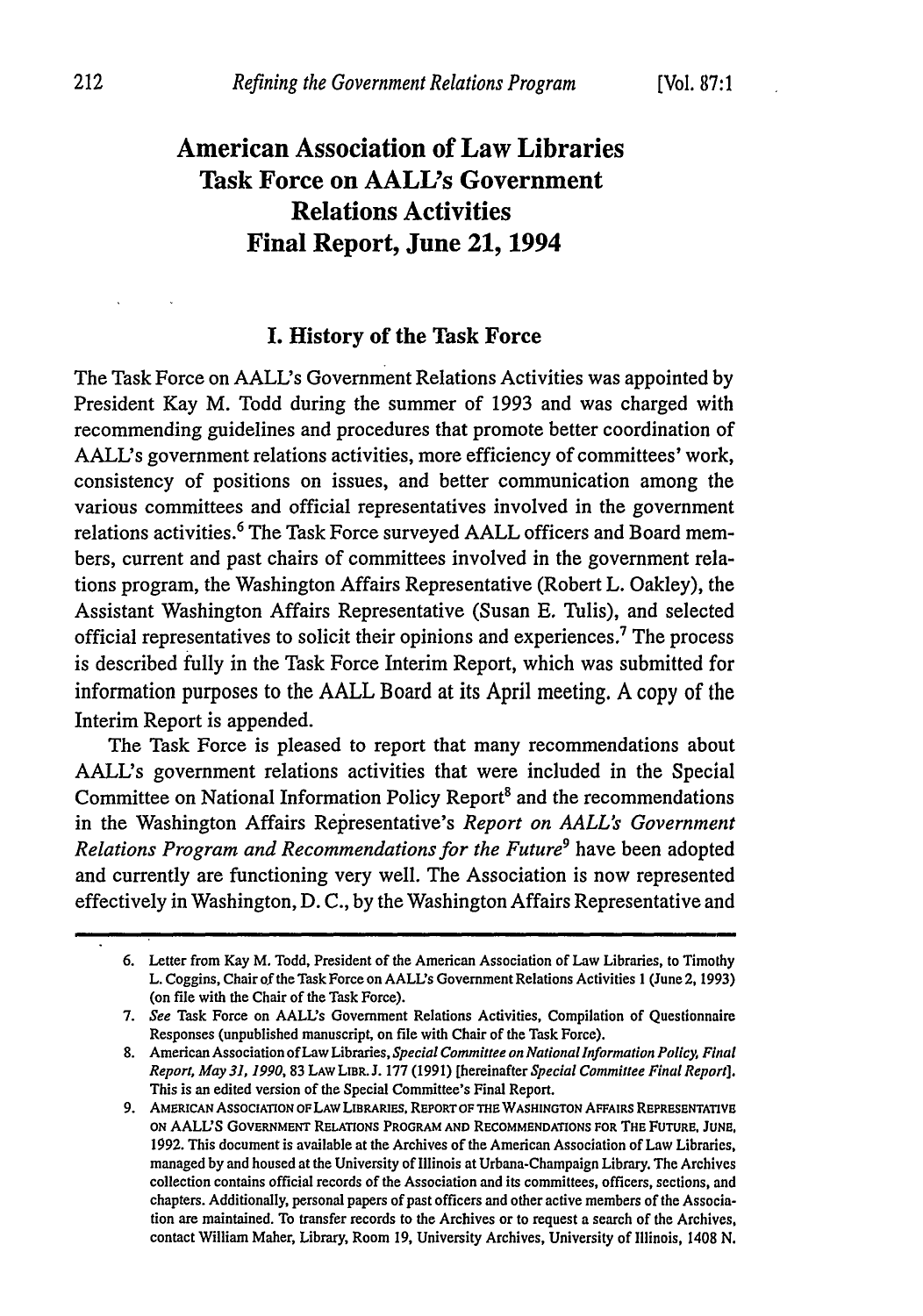# American Association of Law Libraries Task Force on AALL's Government Relations Activities Final Report, June 21, 1994

## I. History of the Task Force

The Task Force on AALL's Government Relations Activities was appointed by President Kay M. Todd during the summer of 1993 and was charged with recommending guidelines and procedures that promote better coordination of AALL's government relations activities, more efficiency of committees' work, consistency of positions on issues, and better communication among the various committees and official representatives involved in the government relations activities.[6] The Task Force surveyed AALL officers and Board members, current and past chairs of committees involved in the government relations program, the Washington Affairs Representative (Robert L. Oakley), the Assistant Washington Affairs Representative (Susan E. Tulis), and selected official representatives to solicit their opinions and experiences.[7] The process is described fully in the Task Force Interim Report, which was submitted for information purposes to the AALL Board at its April meeting. A copy of the Interim Report is appended.

The Task Force is pleased to report that many recommendations about AALL's government relations activities that were included in the Special Committee on National Information Policy Report[8] and the recommendations in the Washington Affairs Representative's *Report on AALL's Government Relations Program and Recommendations for the Future*[9] have been adopted and currently are functioning very well. The Association is now represented effectively in Washington, D. C., by the Washington Affairs Representative and

---

6. Letter from Kay M. Todd, President of the American Association of Law Libraries, to Timothy L. Coggins, Chair of the Task Force on AALL's Government Relations Activities 1 (June 2, 1993) (on file with the Chair of the Task Force).

7. *See* Task Force on AALL's Government Relations Activities, Compilation of Questionnaire Responses (unpublished manuscript, on file with Chair of the Task Force).

8. American Association of Law Libraries, *Special Committee on National Information Policy, Final Report, May 31, 1990*, 83 LAW LIBR. J. 177 (1991) [hereinafter *Special Committee Final Report*]. This is an edited version of the Special Committee's Final Report.

9. AMERICAN ASSOCIATION OF LAW LIBRARIES, REPORT OF THE WASHINGTON AFFAIRS REPRESENTATIVE ON AALL'S GOVERNMENT RELATIONS PROGRAM AND RECOMMENDATIONS FOR THE FUTURE, JUNE, 1992. This document is available at the Archives of the American Association of Law Libraries, managed by and housed at the University of Illinois at Urbana-Champaign Library. The Archives collection contains official records of the Association and its committees, officers, sections, and chapters. Additionally, personal papers of past officers and other active members of the Association are maintained. To transfer records to the Archives or to request a search of the Archives, contact William Maher, Library, Room 19, University Archives, University of Illinois, 1408 N.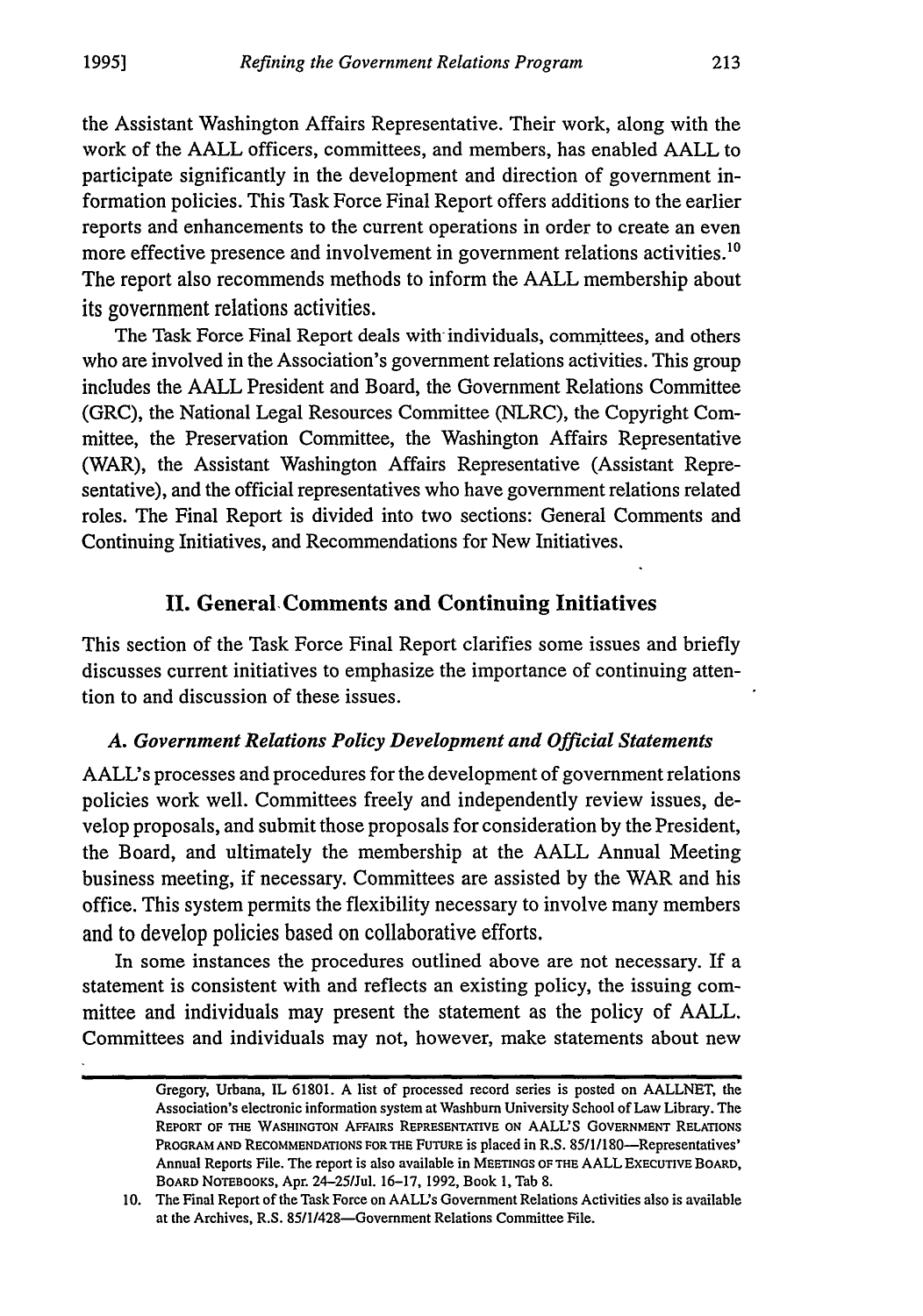the Assistant Washington Affairs Representative. Their work, along with the work of the AALL officers, committees, and members, has enabled AALL to participate significantly in the development and direction of government information policies. This Task Force Final Report offers additions to the earlier reports and enhancements to the current operations in order to create an even more effective presence and involvement in government relations activities.[10] The report also recommends methods to inform the AALL membership about its government relations activities.

The Task Force Final Report deals with individuals, committees, and others who are involved in the Association's government relations activities. This group includes the AALL President and Board, the Government Relations Committee (GRC), the National Legal Resources Committee (NLRC), the Copyright Committee, the Preservation Committee, the Washington Affairs Representative (WAR), the Assistant Washington Affairs Representative (Assistant Representative), and the official representatives who have government relations related roles. The Final Report is divided into two sections: General Comments and Continuing Initiatives, and Recommendations for New Initiatives.

## II. General Comments and Continuing Initiatives

This section of the Task Force Final Report clarifies some issues and briefly discusses current initiatives to emphasize the importance of continuing attention to and discussion of these issues.

### *A. Government Relations Policy Development and Official Statements*

AALL's processes and procedures for the development of government relations policies work well. Committees freely and independently review issues, develop proposals, and submit those proposals for consideration by the President, the Board, and ultimately the membership at the AALL Annual Meeting business meeting, if necessary. Committees are assisted by the WAR and his office. This system permits the flexibility necessary to involve many members and to develop policies based on collaborative efforts.

In some instances the procedures outlined above are not necessary. If a statement is consistent with and reflects an existing policy, the issuing committee and individuals may present the statement as the policy of AALL. Committees and individuals may not, however, make statements about new

---

Gregory, Urbana, IL 61801. A list of processed record series is posted on AALLNET, the Association's electronic information system at Washburn University School of Law Library. The REPORT OF THE WASHINGTON AFFAIRS REPRESENTATIVE ON AALL'S GOVERNMENT RELATIONS PROGRAM AND RECOMMENDATIONS FOR THE FUTURE is placed in R.S. 85/1/180—Representatives' Annual Reports File. The report is also available in MEETINGS OF THE AALL EXECUTIVE BOARD, BOARD NOTEBOOKS, Apr. 24–25/Jul. 16–17, 1992, Book 1, Tab 8.

10. The Final Report of the Task Force on AALL's Government Relations Activities also is available at the Archives, R.S. 85/1/428—Government Relations Committee File.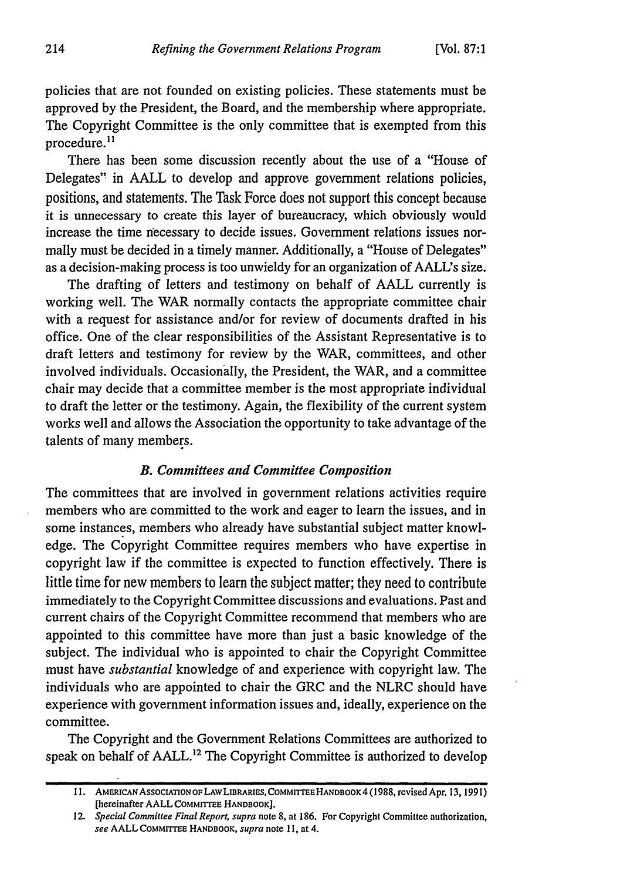policies that are not founded on existing policies. These statements must be approved by the President, the Board, and the membership where appropriate. The Copyright Committee is the only committee that is exempted from this procedure.[11]

There has been some discussion recently about the use of a "House of Delegates" in AALL to develop and approve government relations policies, positions, and statements. The Task Force does not support this concept because it is unnecessary to create this layer of bureaucracy, which obviously would increase the time necessary to decide issues. Government relations issues normally must be decided in a timely manner. Additionally, a "House of Delegates" as a decision-making process is too unwieldy for an organization of AALL's size.

The drafting of letters and testimony on behalf of AALL currently is working well. The WAR normally contacts the appropriate committee chair with a request for assistance and/or for review of documents drafted in his office. One of the clear responsibilities of the Assistant Representative is to draft letters and testimony for review by the WAR, committees, and other involved individuals. Occasionally, the President, the WAR, and a committee chair may decide that a committee member is the most appropriate individual to draft the letter or the testimony. Again, the flexibility of the current system works well and allows the Association the opportunity to take advantage of the talents of many members.

### *B. Committees and Committee Composition*

The committees that are involved in government relations activities require members who are committed to the work and eager to learn the issues, and in some instances, members who already have substantial subject matter knowledge. The Copyright Committee requires members who have expertise in copyright law if the committee is expected to function effectively. There is little time for new members to learn the subject matter; they need to contribute immediately to the Copyright Committee discussions and evaluations. Past and current chairs of the Copyright Committee recommend that members who are appointed to this committee have more than just a basic knowledge of the subject. The individual who is appointed to chair the Copyright Committee must have *substantial* knowledge of and experience with copyright law. The individuals who are appointed to chair the GRC and the NLRC should have experience with government information issues and, ideally, experience on the committee.

The Copyright and the Government Relations Committees are authorized to speak on behalf of AALL.[12] The Copyright Committee is authorized to develop

---

11. AMERICAN ASSOCIATION OF LAW LIBRARIES, COMMITTEE HANDBOOK 4 (1988, revised Apr. 13, 1991) [hereinafter AALL COMMITTEE HANDBOOK].

12. *Special Committee Final Report, supra* note 8, at 186. For Copyright Committee authorization, *see* AALL COMMITTEE HANDBOOK, *supra* note 11, at 4.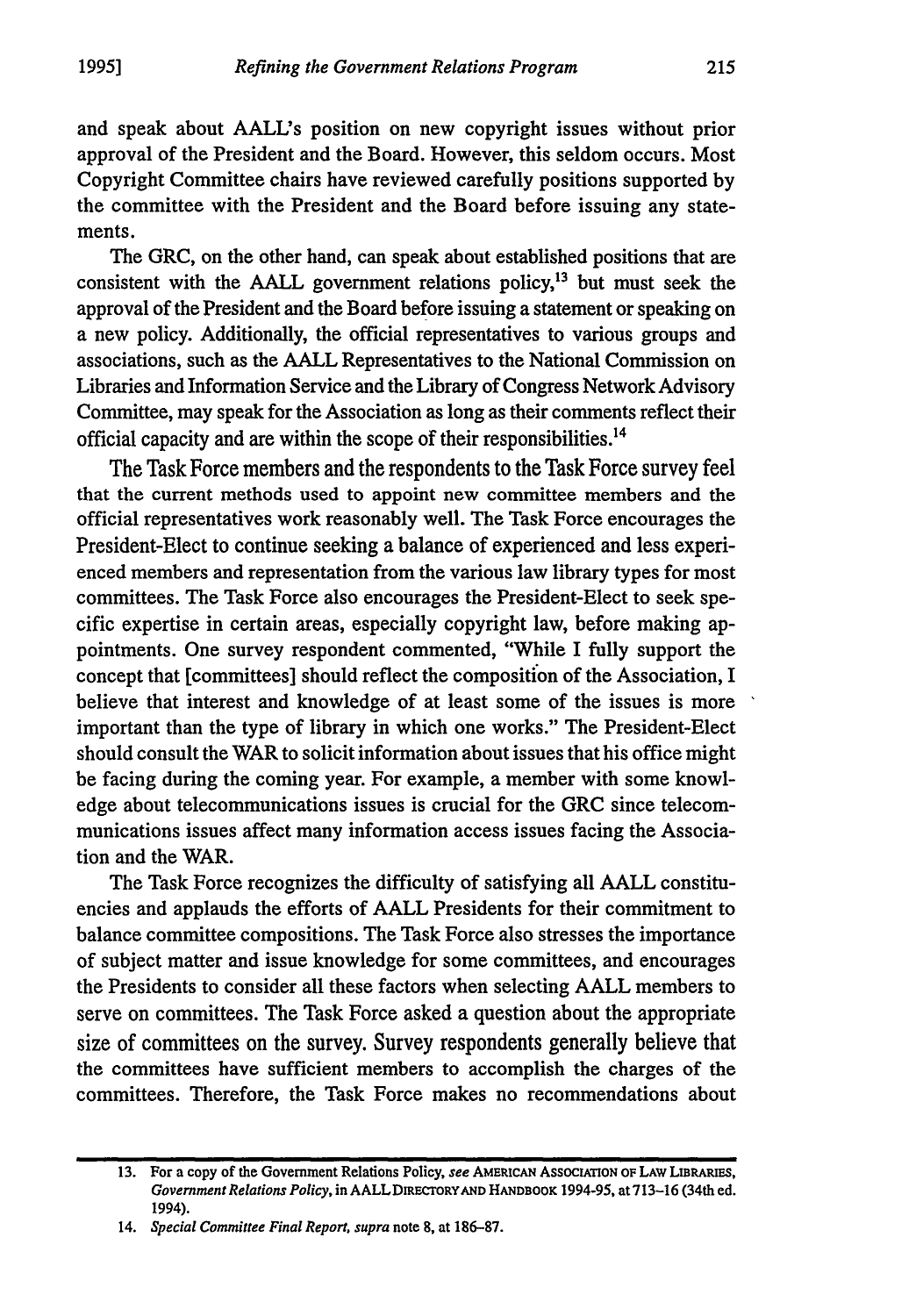and speak about AALL's position on new copyright issues without prior approval of the President and the Board. However, this seldom occurs. Most Copyright Committee chairs have reviewed carefully positions supported by the committee with the President and the Board before issuing any statements.

The GRC, on the other hand, can speak about established positions that are consistent with the AALL government relations policy,[13] but must seek the approval of the President and the Board before issuing a statement or speaking on a new policy. Additionally, the official representatives to various groups and associations, such as the AALL Representatives to the National Commission on Libraries and Information Service and the Library of Congress Network Advisory Committee, may speak for the Association as long as their comments reflect their official capacity and are within the scope of their responsibilities.[14]

The Task Force members and the respondents to the Task Force survey feel that the current methods used to appoint new committee members and the official representatives work reasonably well. The Task Force encourages the President-Elect to continue seeking a balance of experienced and less experienced members and representation from the various law library types for most committees. The Task Force also encourages the President-Elect to seek specific expertise in certain areas, especially copyright law, before making appointments. One survey respondent commented, "While I fully support the concept that [committees] should reflect the composition of the Association, I believe that interest and knowledge of at least some of the issues is more important than the type of library in which one works." The President-Elect should consult the WAR to solicit information about issues that his office might be facing during the coming year. For example, a member with some knowledge about telecommunications issues is crucial for the GRC since telecommunications issues affect many information access issues facing the Association and the WAR.

The Task Force recognizes the difficulty of satisfying all AALL constituencies and applauds the efforts of AALL Presidents for their commitment to balance committee compositions. The Task Force also stresses the importance of subject matter and issue knowledge for some committees, and encourages the Presidents to consider all these factors when selecting AALL members to serve on committees. The Task Force asked a question about the appropriate size of committees on the survey. Survey respondents generally believe that the committees have sufficient members to accomplish the charges of the committees. Therefore, the Task Force makes no recommendations about

---

13. For a copy of the Government Relations Policy, *see* AMERICAN ASSOCIATION OF LAW LIBRARIES, *Government Relations Policy*, in AALL DIRECTORY AND HANDBOOK 1994-95, at 713–16 (34th ed. 1994).

14. *Special Committee Final Report*, *supra* note 8, at 186–87.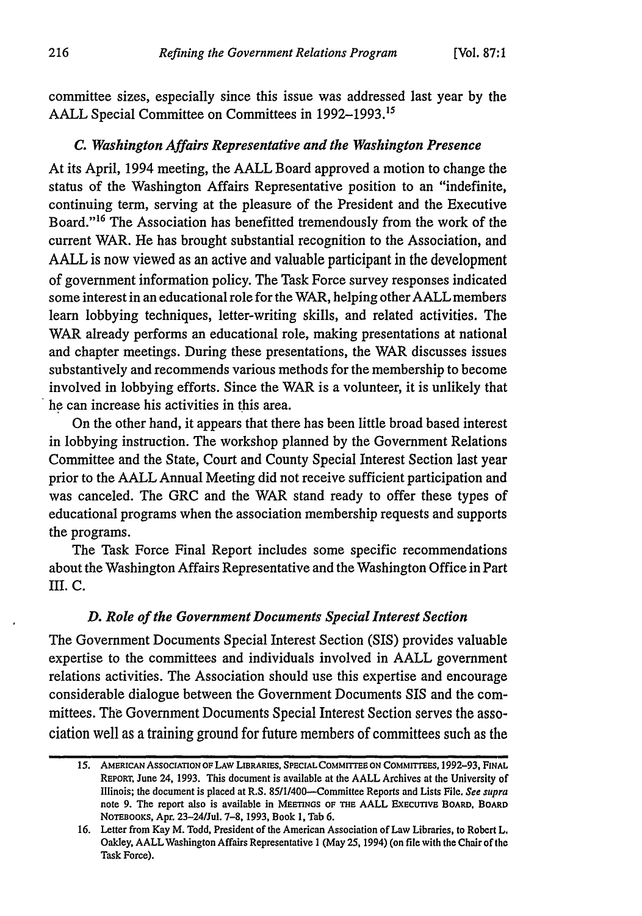committee sizes, especially since this issue was addressed last year by the AALL Special Committee on Committees in 1992–1993.[15]

### *C. Washington Affairs Representative and the Washington Presence*

At its April, 1994 meeting, the AALL Board approved a motion to change the status of the Washington Affairs Representative position to an "indefinite, continuing term, serving at the pleasure of the President and the Executive Board."[16] The Association has benefitted tremendously from the work of the current WAR. He has brought substantial recognition to the Association, and AALL is now viewed as an active and valuable participant in the development of government information policy. The Task Force survey responses indicated some interest in an educational role for the WAR, helping other AALL members learn lobbying techniques, letter-writing skills, and related activities. The WAR already performs an educational role, making presentations at national and chapter meetings. During these presentations, the WAR discusses issues substantively and recommends various methods for the membership to become involved in lobbying efforts. Since the WAR is a volunteer, it is unlikely that he can increase his activities in this area.

On the other hand, it appears that there has been little broad based interest in lobbying instruction. The workshop planned by the Government Relations Committee and the State, Court and County Special Interest Section last year prior to the AALL Annual Meeting did not receive sufficient participation and was canceled. The GRC and the WAR stand ready to offer these types of educational programs when the association membership requests and supports the programs.

The Task Force Final Report includes some specific recommendations about the Washington Affairs Representative and the Washington Office in Part III. C.

### *D. Role of the Government Documents Special Interest Section*

The Government Documents Special Interest Section (SIS) provides valuable expertise to the committees and individuals involved in AALL government relations activities. The Association should use this expertise and encourage considerable dialogue between the Government Documents SIS and the committees. The Government Documents Special Interest Section serves the association well as a training ground for future members of committees such as the

---

15. American Association of Law Libraries, Special Committee on Committees, 1992–93, Final Report, June 24, 1993. This document is available at the AALL Archives at the University of Illinois; the document is placed at R.S. 85/1/400—Committee Reports and Lists File. *See supra* note 9. The report also is available in Meetings of the AALL Executive Board, Board Notebooks, Apr. 23–24/Jul. 7–8, 1993, Book 1, Tab 6.

16. Letter from Kay M. Todd, President of the American Association of Law Libraries, to Robert L. Oakley, AALL Washington Affairs Representative 1 (May 25, 1994) (on file with the Chair of the Task Force).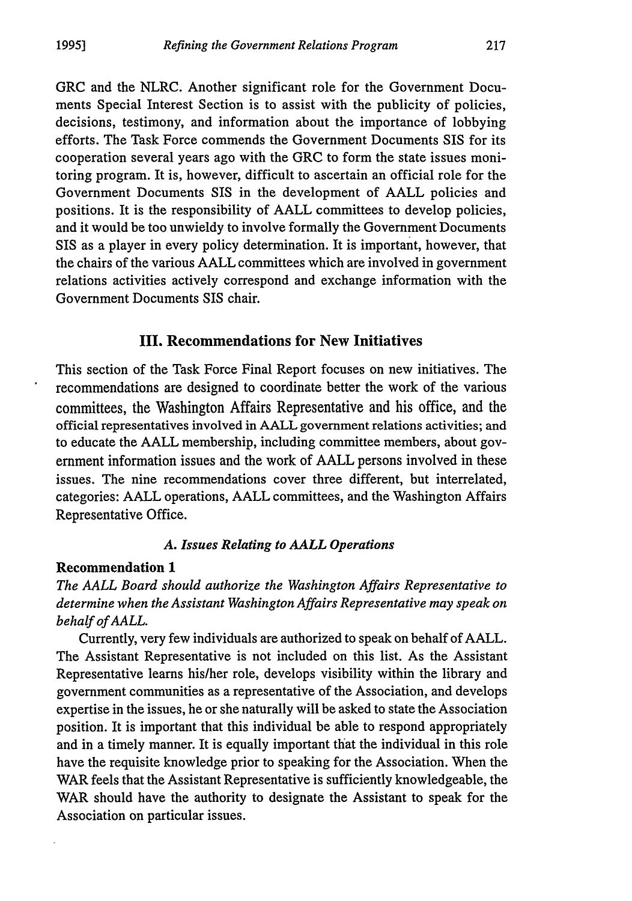GRC and the NLRC. Another significant role for the Government Documents Special Interest Section is to assist with the publicity of policies, decisions, testimony, and information about the importance of lobbying efforts. The Task Force commends the Government Documents SIS for its cooperation several years ago with the GRC to form the state issues monitoring program. It is, however, difficult to ascertain an official role for the Government Documents SIS in the development of AALL policies and positions. It is the responsibility of AALL committees to develop policies, and it would be too unwieldy to involve formally the Government Documents SIS as a player in every policy determination. It is important, however, that the chairs of the various AALL committees which are involved in government relations activities actively correspond and exchange information with the Government Documents SIS chair.

## III. Recommendations for New Initiatives

This section of the Task Force Final Report focuses on new initiatives. The recommendations are designed to coordinate better the work of the various committees, the Washington Affairs Representative and his office, and the official representatives involved in AALL government relations activities; and to educate the AALL membership, including committee members, about government information issues and the work of AALL persons involved in these issues. The nine recommendations cover three different, but interrelated, categories: AALL operations, AALL committees, and the Washington Affairs Representative Office.

### *A. Issues Relating to AALL Operations*

**Recommendation 1**

*The AALL Board should authorize the Washington Affairs Representative to determine when the Assistant Washington Affairs Representative may speak on behalf of AALL.*

Currently, very few individuals are authorized to speak on behalf of AALL. The Assistant Representative is not included on this list. As the Assistant Representative learns his/her role, develops visibility within the library and government communities as a representative of the Association, and develops expertise in the issues, he or she naturally will be asked to state the Association position. It is important that this individual be able to respond appropriately and in a timely manner. It is equally important that the individual in this role have the requisite knowledge prior to speaking for the Association. When the WAR feels that the Assistant Representative is sufficiently knowledgeable, the WAR should have the authority to designate the Assistant to speak for the Association on particular issues.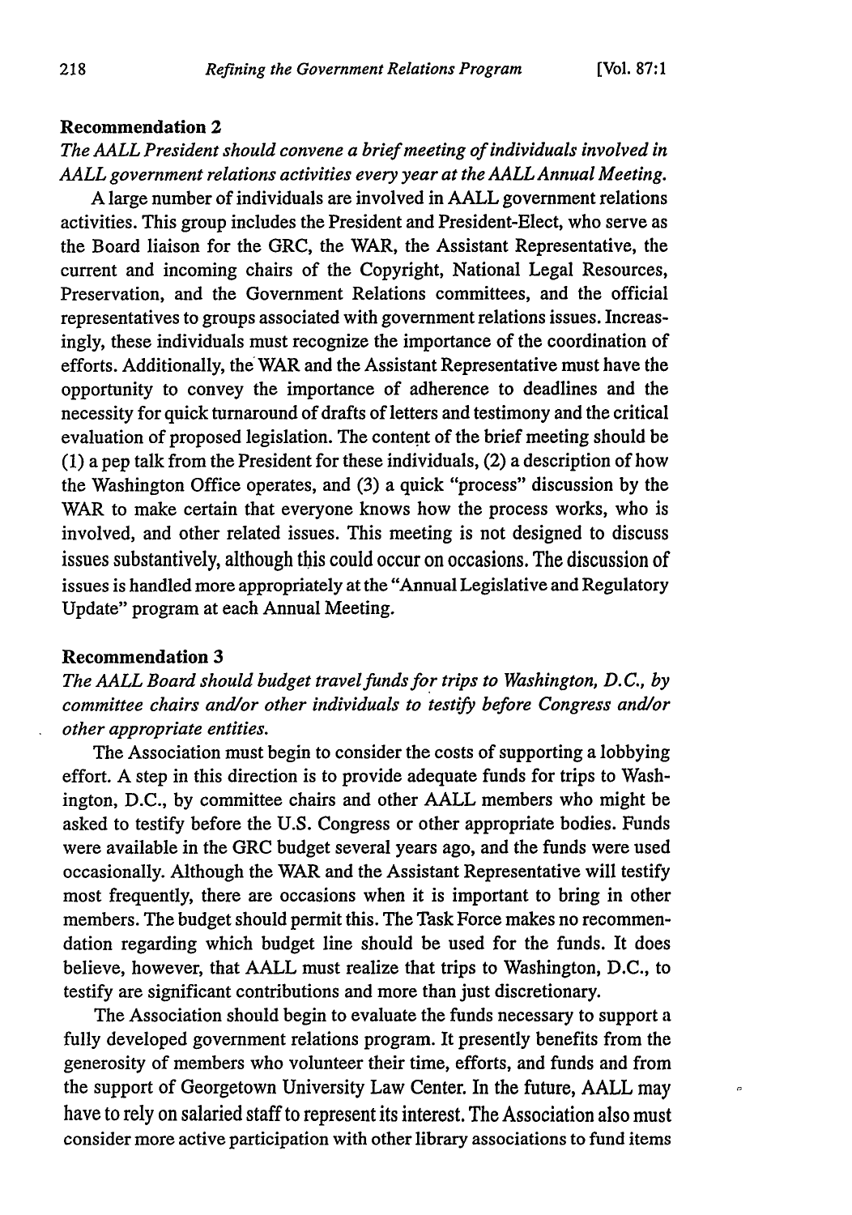**Recommendation 2**

*The AALL President should convene a brief meeting of individuals involved in AALL government relations activities every year at the AALL Annual Meeting.*

A large number of individuals are involved in AALL government relations activities. This group includes the President and President-Elect, who serve as the Board liaison for the GRC, the WAR, the Assistant Representative, the current and incoming chairs of the Copyright, National Legal Resources, Preservation, and the Government Relations committees, and the official representatives to groups associated with government relations issues. Increasingly, these individuals must recognize the importance of the coordination of efforts. Additionally, the WAR and the Assistant Representative must have the opportunity to convey the importance of adherence to deadlines and the necessity for quick turnaround of drafts of letters and testimony and the critical evaluation of proposed legislation. The content of the brief meeting should be (1) a pep talk from the President for these individuals, (2) a description of how the Washington Office operates, and (3) a quick "process" discussion by the WAR to make certain that everyone knows how the process works, who is involved, and other related issues. This meeting is not designed to discuss issues substantively, although this could occur on occasions. The discussion of issues is handled more appropriately at the "Annual Legislative and Regulatory Update" program at each Annual Meeting.

**Recommendation 3**

*The AALL Board should budget travel funds for trips to Washington, D.C., by committee chairs and/or other individuals to testify before Congress and/or other appropriate entities.*

The Association must begin to consider the costs of supporting a lobbying effort. A step in this direction is to provide adequate funds for trips to Washington, D.C., by committee chairs and other AALL members who might be asked to testify before the U.S. Congress or other appropriate bodies. Funds were available in the GRC budget several years ago, and the funds were used occasionally. Although the WAR and the Assistant Representative will testify most frequently, there are occasions when it is important to bring in other members. The budget should permit this. The Task Force makes no recommendation regarding which budget line should be used for the funds. It does believe, however, that AALL must realize that trips to Washington, D.C., to testify are significant contributions and more than just discretionary.

The Association should begin to evaluate the funds necessary to support a fully developed government relations program. It presently benefits from the generosity of members who volunteer their time, efforts, and funds and from the support of Georgetown University Law Center. In the future, AALL may have to rely on salaried staff to represent its interest. The Association also must consider more active participation with other library associations to fund items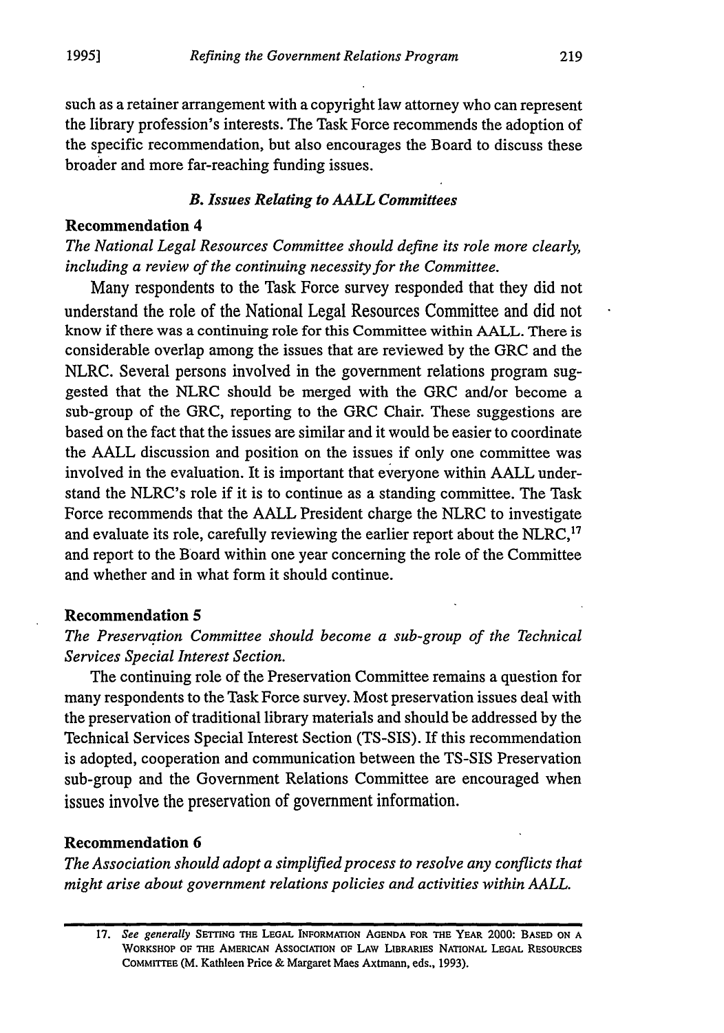such as a retainer arrangement with a copyright law attorney who can represent the library profession's interests. The Task Force recommends the adoption of the specific recommendation, but also encourages the Board to discuss these broader and more far-reaching funding issues.

### *B. Issues Relating to AALL Committees*

**Recommendation 4**

*The National Legal Resources Committee should define its role more clearly, including a review of the continuing necessity for the Committee.*

Many respondents to the Task Force survey responded that they did not understand the role of the National Legal Resources Committee and did not know if there was a continuing role for this Committee within AALL. There is considerable overlap among the issues that are reviewed by the GRC and the NLRC. Several persons involved in the government relations program suggested that the NLRC should be merged with the GRC and/or become a sub-group of the GRC, reporting to the GRC Chair. These suggestions are based on the fact that the issues are similar and it would be easier to coordinate the AALL discussion and position on the issues if only one committee was involved in the evaluation. It is important that everyone within AALL understand the NLRC's role if it is to continue as a standing committee. The Task Force recommends that the AALL President charge the NLRC to investigate and evaluate its role, carefully reviewing the earlier report about the NLRC,[17] and report to the Board within one year concerning the role of the Committee and whether and in what form it should continue.

**Recommendation 5**

*The Preservation Committee should become a sub-group of the Technical Services Special Interest Section.*

The continuing role of the Preservation Committee remains a question for many respondents to the Task Force survey. Most preservation issues deal with the preservation of traditional library materials and should be addressed by the Technical Services Special Interest Section (TS-SIS). If this recommendation is adopted, cooperation and communication between the TS-SIS Preservation sub-group and the Government Relations Committee are encouraged when issues involve the preservation of government information.

**Recommendation 6**

*The Association should adopt a simplified process to resolve any conflicts that might arise about government relations policies and activities within AALL.*

---

17. *See generally* SETTING THE LEGAL INFORMATION AGENDA FOR THE YEAR 2000: BASED ON A WORKSHOP OF THE AMERICAN ASSOCIATION OF LAW LIBRARIES NATIONAL LEGAL RESOURCES COMMITTEE (M. Kathleen Price & Margaret Maes Axtmann, eds., 1993).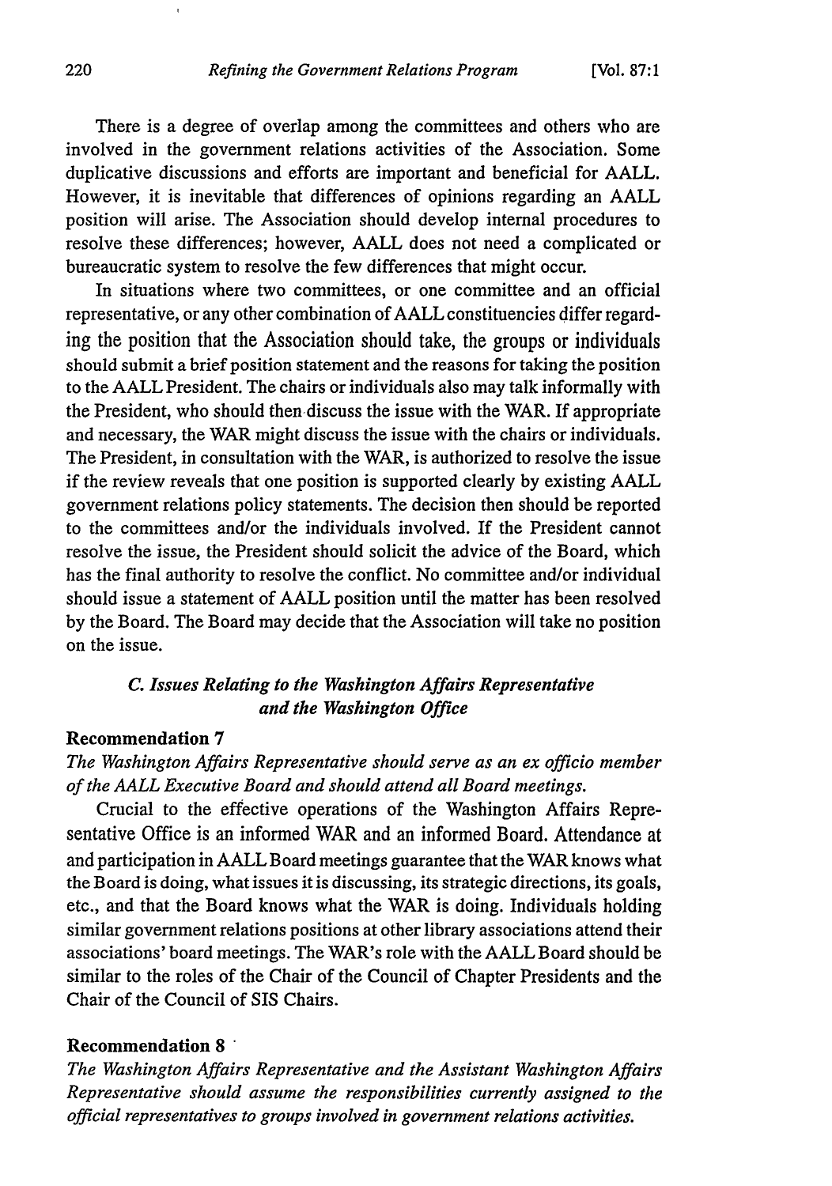There is a degree of overlap among the committees and others who are involved in the government relations activities of the Association. Some duplicative discussions and efforts are important and beneficial for AALL. However, it is inevitable that differences of opinions regarding an AALL position will arise. The Association should develop internal procedures to resolve these differences; however, AALL does not need a complicated or bureaucratic system to resolve the few differences that might occur.

In situations where two committees, or one committee and an official representative, or any other combination of AALL constituencies differ regarding the position that the Association should take, the groups or individuals should submit a brief position statement and the reasons for taking the position to the AALL President. The chairs or individuals also may talk informally with the President, who should then discuss the issue with the WAR. If appropriate and necessary, the WAR might discuss the issue with the chairs or individuals. The President, in consultation with the WAR, is authorized to resolve the issue if the review reveals that one position is supported clearly by existing AALL government relations policy statements. The decision then should be reported to the committees and/or the individuals involved. If the President cannot resolve the issue, the President should solicit the advice of the Board, which has the final authority to resolve the conflict. No committee and/or individual should issue a statement of AALL position until the matter has been resolved by the Board. The Board may decide that the Association will take no position on the issue.

### *C. Issues Relating to the Washington Affairs Representative and the Washington Office*

**Recommendation 7**

*The Washington Affairs Representative should serve as an ex officio member of the AALL Executive Board and should attend all Board meetings.*

Crucial to the effective operations of the Washington Affairs Representative Office is an informed WAR and an informed Board. Attendance at and participation in AALL Board meetings guarantee that the WAR knows what the Board is doing, what issues it is discussing, its strategic directions, its goals, etc., and that the Board knows what the WAR is doing. Individuals holding similar government relations positions at other library associations attend their associations' board meetings. The WAR's role with the AALL Board should be similar to the roles of the Chair of the Council of Chapter Presidents and the Chair of the Council of SIS Chairs.

**Recommendation 8**

*The Washington Affairs Representative and the Assistant Washington Affairs Representative should assume the responsibilities currently assigned to the official representatives to groups involved in government relations activities.*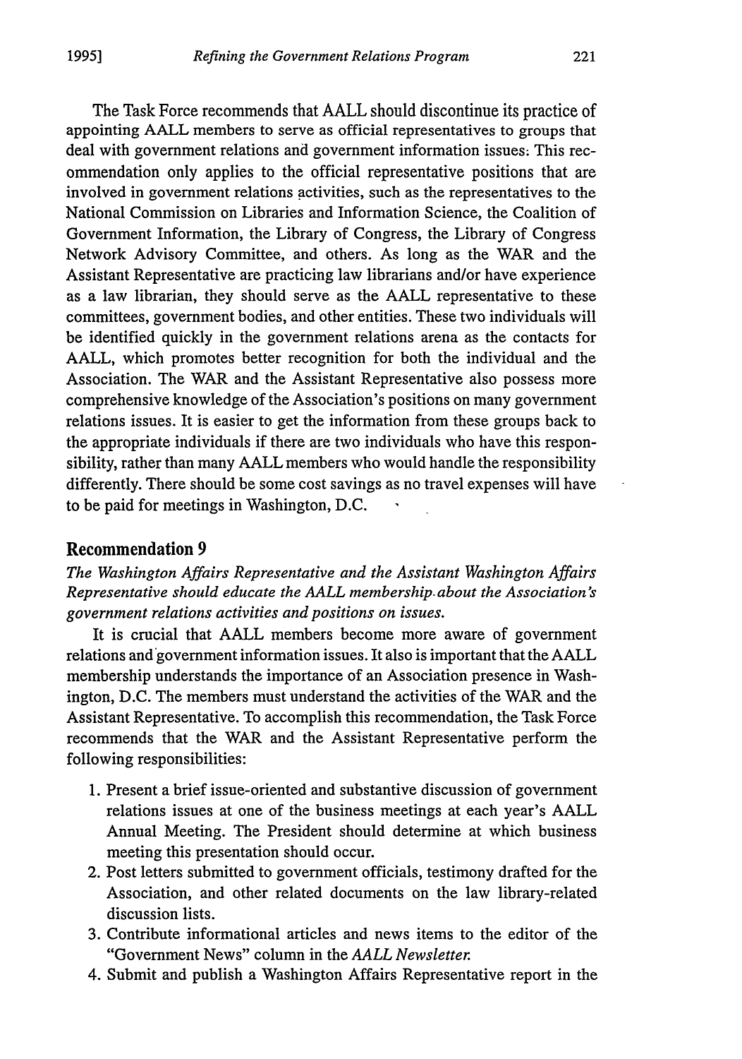The Task Force recommends that AALL should discontinue its practice of appointing AALL members to serve as official representatives to groups that deal with government relations and government information issues: This recommendation only applies to the official representative positions that are involved in government relations activities, such as the representatives to the National Commission on Libraries and Information Science, the Coalition of Government Information, the Library of Congress, the Library of Congress Network Advisory Committee, and others. As long as the WAR and the Assistant Representative are practicing law librarians and/or have experience as a law librarian, they should serve as the AALL representative to these committees, government bodies, and other entities. These two individuals will be identified quickly in the government relations arena as the contacts for AALL, which promotes better recognition for both the individual and the Association. The WAR and the Assistant Representative also possess more comprehensive knowledge of the Association's positions on many government relations issues. It is easier to get the information from these groups back to the appropriate individuals if there are two individuals who have this responsibility, rather than many AALL members who would handle the responsibility differently. There should be some cost savings as no travel expenses will have to be paid for meetings in Washington, D.C.

## Recommendation 9

*The Washington Affairs Representative and the Assistant Washington Affairs Representative should educate the AALL membership about the Association's government relations activities and positions on issues.*

It is crucial that AALL members become more aware of government relations and government information issues. It also is important that the AALL membership understands the importance of an Association presence in Washington, D.C. The members must understand the activities of the WAR and the Assistant Representative. To accomplish this recommendation, the Task Force recommends that the WAR and the Assistant Representative perform the following responsibilities:

1. Present a brief issue-oriented and substantive discussion of government relations issues at one of the business meetings at each year's AALL Annual Meeting. The President should determine at which business meeting this presentation should occur.
2. Post letters submitted to government officials, testimony drafted for the Association, and other related documents on the law library-related discussion lists.
3. Contribute informational articles and news items to the editor of the "Government News" column in the *AALL Newsletter.*
4. Submit and publish a Washington Affairs Representative report in the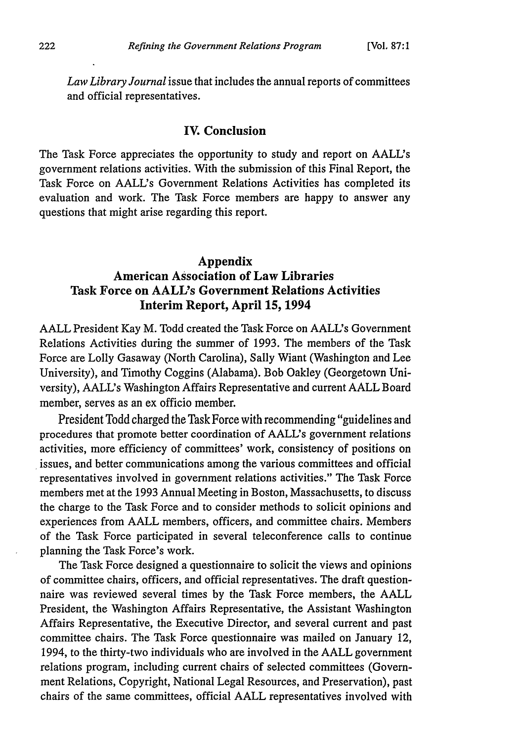*Law Library Journal* issue that includes the annual reports of committees and official representatives.

## IV. Conclusion

The Task Force appreciates the opportunity to study and report on AALL's government relations activities. With the submission of this Final Report, the Task Force on AALL's Government Relations Activities has completed its evaluation and work. The Task Force members are happy to answer any questions that might arise regarding this report.

## Appendix
## American Association of Law Libraries
## Task Force on AALL's Government Relations Activities
## Interim Report, April 15, 1994

AALL President Kay M. Todd created the Task Force on AALL's Government Relations Activities during the summer of 1993. The members of the Task Force are Lolly Gasaway (North Carolina), Sally Wiant (Washington and Lee University), and Timothy Coggins (Alabama). Bob Oakley (Georgetown University), AALL's Washington Affairs Representative and current AALL Board member, serves as an ex officio member.

President Todd charged the Task Force with recommending "guidelines and procedures that promote better coordination of AALL's government relations activities, more efficiency of committees' work, consistency of positions on issues, and better communications among the various committees and official representatives involved in government relations activities." The Task Force members met at the 1993 Annual Meeting in Boston, Massachusetts, to discuss the charge to the Task Force and to consider methods to solicit opinions and experiences from AALL members, officers, and committee chairs. Members of the Task Force participated in several teleconference calls to continue planning the Task Force's work.

The Task Force designed a questionnaire to solicit the views and opinions of committee chairs, officers, and official representatives. The draft questionnaire was reviewed several times by the Task Force members, the AALL President, the Washington Affairs Representative, the Assistant Washington Affairs Representative, the Executive Director, and several current and past committee chairs. The Task Force questionnaire was mailed on January 12, 1994, to the thirty-two individuals who are involved in the AALL government relations program, including current chairs of selected committees (Government Relations, Copyright, National Legal Resources, and Preservation), past chairs of the same committees, official AALL representatives involved with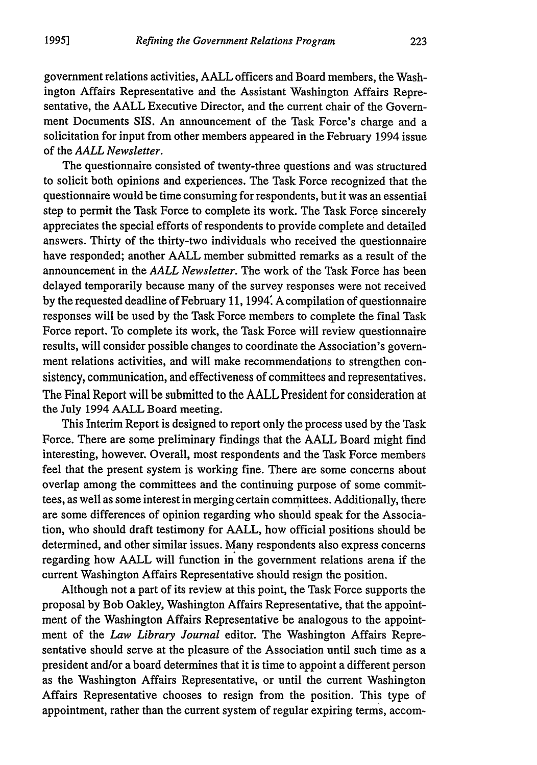government relations activities, AALL officers and Board members, the Washington Affairs Representative and the Assistant Washington Affairs Representative, the AALL Executive Director, and the current chair of the Government Documents SIS. An announcement of the Task Force's charge and a solicitation for input from other members appeared in the February 1994 issue of the *AALL Newsletter*.

The questionnaire consisted of twenty-three questions and was structured to solicit both opinions and experiences. The Task Force recognized that the questionnaire would be time consuming for respondents, but it was an essential step to permit the Task Force to complete its work. The Task Force sincerely appreciates the special efforts of respondents to provide complete and detailed answers. Thirty of the thirty-two individuals who received the questionnaire have responded; another AALL member submitted remarks as a result of the announcement in the *AALL Newsletter*. The work of the Task Force has been delayed temporarily because many of the survey responses were not received by the requested deadline of February 11, 1994. A compilation of questionnaire responses will be used by the Task Force members to complete the final Task Force report. To complete its work, the Task Force will review questionnaire results, will consider possible changes to coordinate the Association's government relations activities, and will make recommendations to strengthen consistency, communication, and effectiveness of committees and representatives. The Final Report will be submitted to the AALL President for consideration at the July 1994 AALL Board meeting.

This Interim Report is designed to report only the process used by the Task Force. There are some preliminary findings that the AALL Board might find interesting, however. Overall, most respondents and the Task Force members feel that the present system is working fine. There are some concerns about overlap among the committees and the continuing purpose of some committees, as well as some interest in merging certain committees. Additionally, there are some differences of opinion regarding who should speak for the Association, who should draft testimony for AALL, how official positions should be determined, and other similar issues. Many respondents also express concerns regarding how AALL will function in the government relations arena if the current Washington Affairs Representative should resign the position.

Although not a part of its review at this point, the Task Force supports the proposal by Bob Oakley, Washington Affairs Representative, that the appointment of the Washington Affairs Representative be analogous to the appointment of the *Law Library Journal* editor. The Washington Affairs Representative should serve at the pleasure of the Association until such time as a president and/or a board determines that it is time to appoint a different person as the Washington Affairs Representative, or until the current Washington Affairs Representative chooses to resign from the position. This type of appointment, rather than the current system of regular expiring terms, accom-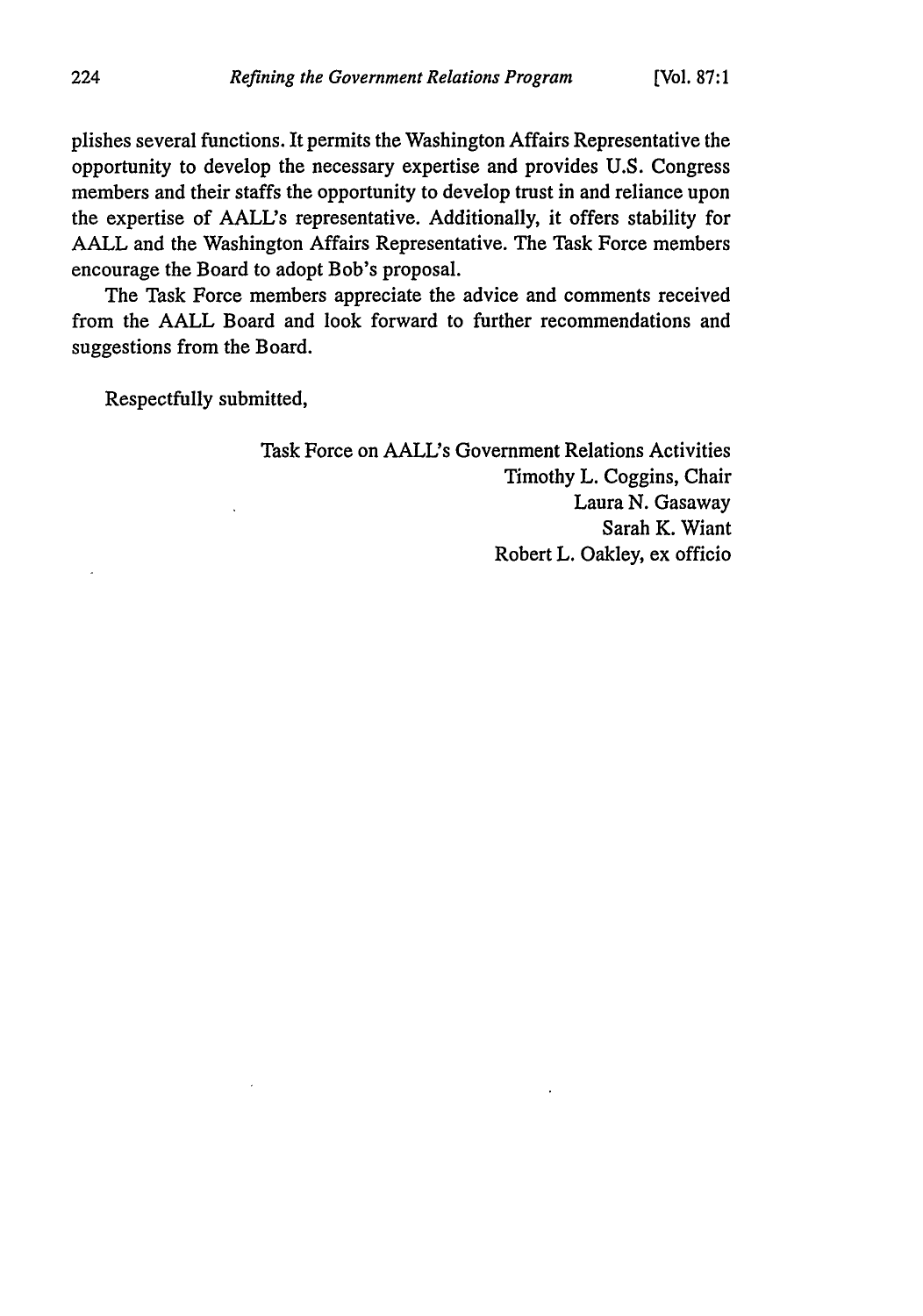plishes several functions. It permits the Washington Affairs Representative the opportunity to develop the necessary expertise and provides U.S. Congress members and their staffs the opportunity to develop trust in and reliance upon the expertise of AALL's representative. Additionally, it offers stability for AALL and the Washington Affairs Representative. The Task Force members encourage the Board to adopt Bob's proposal.

The Task Force members appreciate the advice and comments received from the AALL Board and look forward to further recommendations and suggestions from the Board.

Respectfully submitted,

Task Force on AALL's Government Relations Activities
Timothy L. Coggins, Chair
Laura N. Gasaway
Sarah K. Wiant
Robert L. Oakley, ex officio